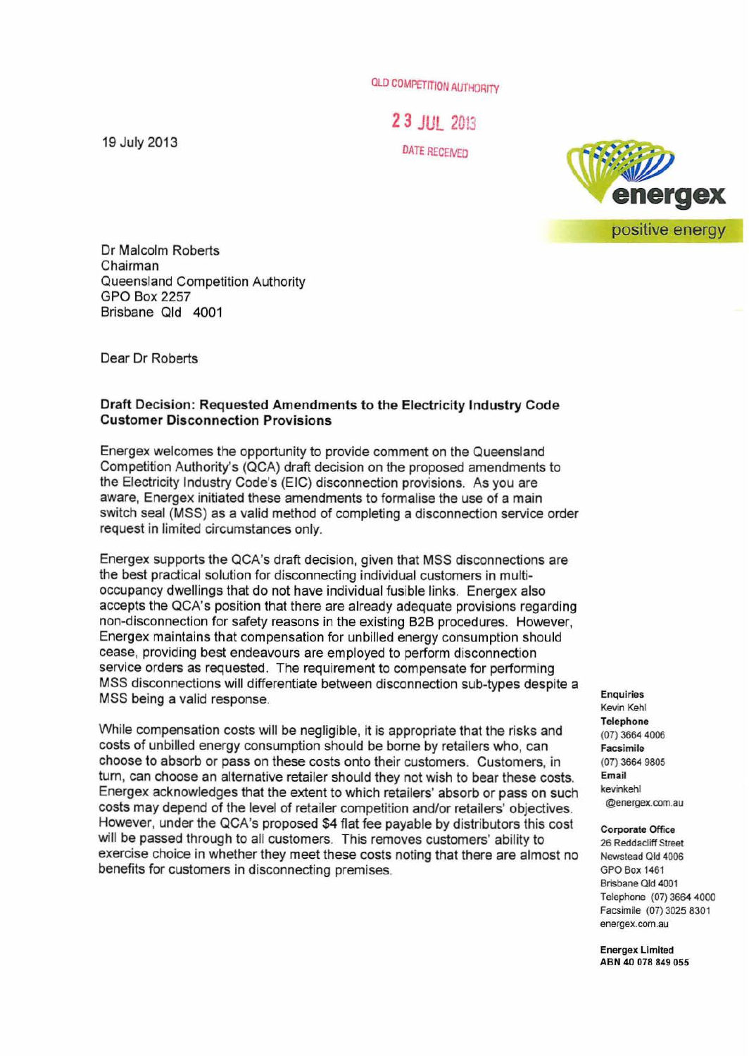QLD COMPETITION AUTHORITY

23 JUL 2013

DATE RECEIVED

19 July 2013

energex
positive energy

Dr Malcolm Roberts
Chairman
Queensland Competition Authority
GPO Box 2257
Brisbane Qld 4001

Dear Dr Roberts

**Draft Decision: Requested Amendments to the Electricity Industry Code Customer Disconnection Provisions**

Energex welcomes the opportunity to provide comment on the Queensland Competition Authority's (QCA) draft decision on the proposed amendments to the Electricity Industry Code's (EIC) disconnection provisions. As you are aware, Energex initiated these amendments to formalise the use of a main switch seal (MSS) as a valid method of completing a disconnection service order request in limited circumstances only.

Energex supports the QCA's draft decision, given that MSS disconnections are the best practical solution for disconnecting individual customers in multi-occupancy dwellings that do not have individual fusible links. Energex also accepts the QCA's position that there are already adequate provisions regarding non-disconnection for safety reasons in the existing B2B procedures. However, Energex maintains that compensation for unbilled energy consumption should cease, providing best endeavours are employed to perform disconnection service orders as requested. The requirement to compensate for performing MSS disconnections will differentiate between disconnection sub-types despite a MSS being a valid response.

While compensation costs will be negligible, it is appropriate that the risks and costs of unbilled energy consumption should be borne by retailers who, can choose to absorb or pass on these costs onto their customers. Customers, in turn, can choose an alternative retailer should they not wish to bear these costs. Energex acknowledges that the extent to which retailers' absorb or pass on such costs may depend of the level of retailer competition and/or retailers' objectives. However, under the QCA's proposed $4 flat fee payable by distributors this cost will be passed through to all customers. This removes customers' ability to exercise choice in whether they meet these costs noting that there are almost no benefits for customers in disconnecting premises.

**Enquiries**
Kevin Kehl
**Telephone**
(07) 3664 4006
**Facsimile**
(07) 3664 9805
**Email**
kevinkehl@energex.com.au

**Corporate Office**
26 Reddacliff Street
Newstead Qld 4006
GPO Box 1461
Brisbane Qld 4001
Telephone (07) 3664 4000
Facsimile (07) 3025 8301
energex.com.au

**Energex Limited**
**ABN 40 078 849 055**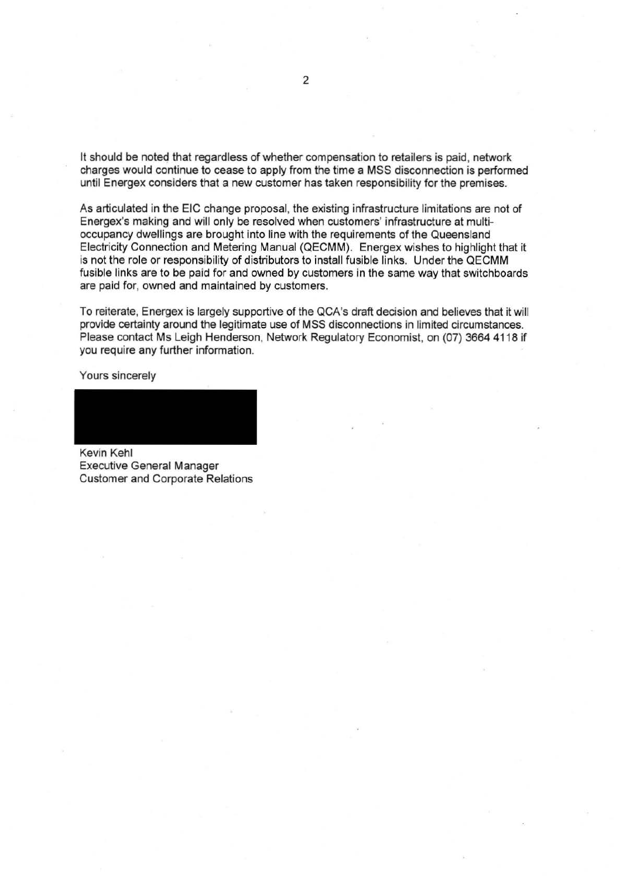It should be noted that regardless of whether compensation to retailers is paid, network charges would continue to cease to apply from the time a MSS disconnection is performed until Energex considers that a new customer has taken responsibility for the premises.

As articulated in the EIC change proposal, the existing infrastructure limitations are not of Energex's making and will only be resolved when customers' infrastructure at multi-occupancy dwellings are brought into line with the requirements of the Queensland Electricity Connection and Metering Manual (QECMM). Energex wishes to highlight that it is not the role or responsibility of distributors to install fusible links. Under the QECMM fusible links are to be paid for and owned by customers in the same way that switchboards are paid for, owned and maintained by customers.

To reiterate, Energex is largely supportive of the QCA's draft decision and believes that it will provide certainty around the legitimate use of MSS disconnections in limited circumstances. Please contact Ms Leigh Henderson, Network Regulatory Economist, on (07) 3664 4118 if you require any further information.

Yours sincerely

Kevin Kehl
Executive General Manager
Customer and Corporate Relations